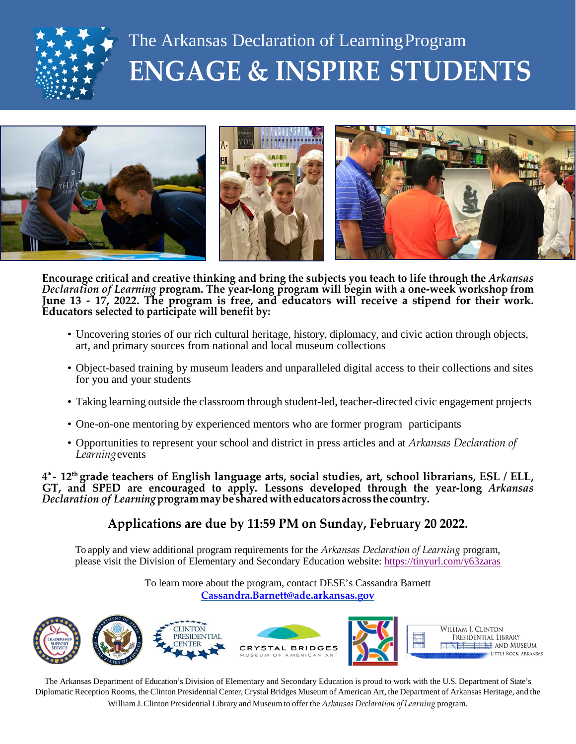The Arkansas Declaration of Learning Program

# ENGAGE & INSPIRE STUDENTS

**Encourage critical and creative thinking and bring the subjects you teach to life through the *Arkansas Declaration of Learning* program. The year-long program will begin with a one-week workshop from June 13 - 17, 2022. The program is free, and educators will receive a stipend for their work. Educators selected to participate will benefit by:**

- Uncovering stories of our rich cultural heritage, history, diplomacy, and civic action through objects, art, and primary sources from national and local museum collections
- Object-based training by museum leaders and unparalleled digital access to their collections and sites for you and your students
- Taking learning outside the classroom through student-led, teacher-directed civic engagement projects
- One-on-one mentoring by experienced mentors who are former program participants
- Opportunities to represent your school and district in press articles and at *Arkansas Declaration of Learning* events

**4th - 12th grade teachers of English language arts, social studies, art, school librarians, ESL / ELL, GT, and SPED are encouraged to apply. Lessons developed through the year-long *Arkansas Declaration of Learning* program may be shared with educators across the country.**

## Applications are due by 11:59 PM on Sunday, February 20 2022.

To apply and view additional program requirements for the *Arkansas Declaration of Learning* program, please visit the Division of Elementary and Secondary Education website: https://tinyurl.com/y63zaras

To learn more about the program, contact DESE's Cassandra Barnett
**Cassandra.Barnett@ade.arkansas.gov**

The Arkansas Department of Education's Division of Elementary and Secondary Education is proud to work with the U.S. Department of State's Diplomatic Reception Rooms, the Clinton Presidential Center, Crystal Bridges Museum of American Art, the Department of Arkansas Heritage, and the William J. Clinton Presidential Library and Museum to offer the *Arkansas Declaration of Learning* program.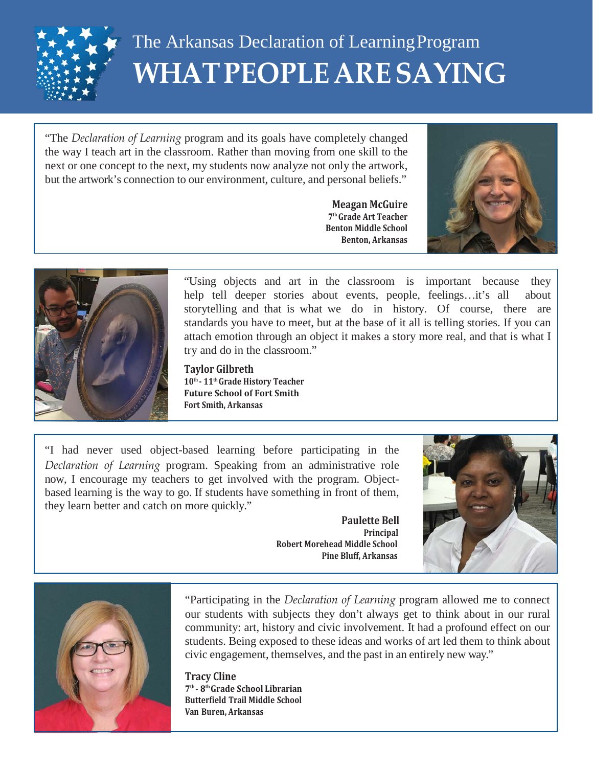# The Arkansas Declaration of Learning Program

# WHAT PEOPLE ARE SAYING

"The *Declaration of Learning* program and its goals have completely changed the way I teach art in the classroom. Rather than moving from one skill to the next or one concept to the next, my students now analyze not only the artwork, but the artwork's connection to our environment, culture, and personal beliefs."

**Meagan McGuire**
**7th Grade Art Teacher**
**Benton Middle School**
**Benton, Arkansas**

"Using objects and art in the classroom is important because they help tell deeper stories about events, people, feelings…it's all about storytelling and that is what we do in history. Of course, there are standards you have to meet, but at the base of it all is telling stories. If you can attach emotion through an object it makes a story more real, and that is what I try and do in the classroom."

**Taylor Gilbreth**
**10th - 11th Grade History Teacher**
**Future School of Fort Smith**
**Fort Smith, Arkansas**

"I had never used object-based learning before participating in the *Declaration of Learning* program. Speaking from an administrative role now, I encourage my teachers to get involved with the program. Object-based learning is the way to go. If students have something in front of them, they learn better and catch on more quickly."

**Paulette Bell**
**Principal**
**Robert Morehead Middle School**
**Pine Bluff, Arkansas**

"Participating in the *Declaration of Learning* program allowed me to connect our students with subjects they don't always get to think about in our rural community: art, history and civic involvement. It had a profound effect on our students. Being exposed to these ideas and works of art led them to think about civic engagement, themselves, and the past in an entirely new way."

**Tracy Cline**
**7th - 8th Grade School Librarian**
**Butterfield Trail Middle School**
**Van Buren, Arkansas**